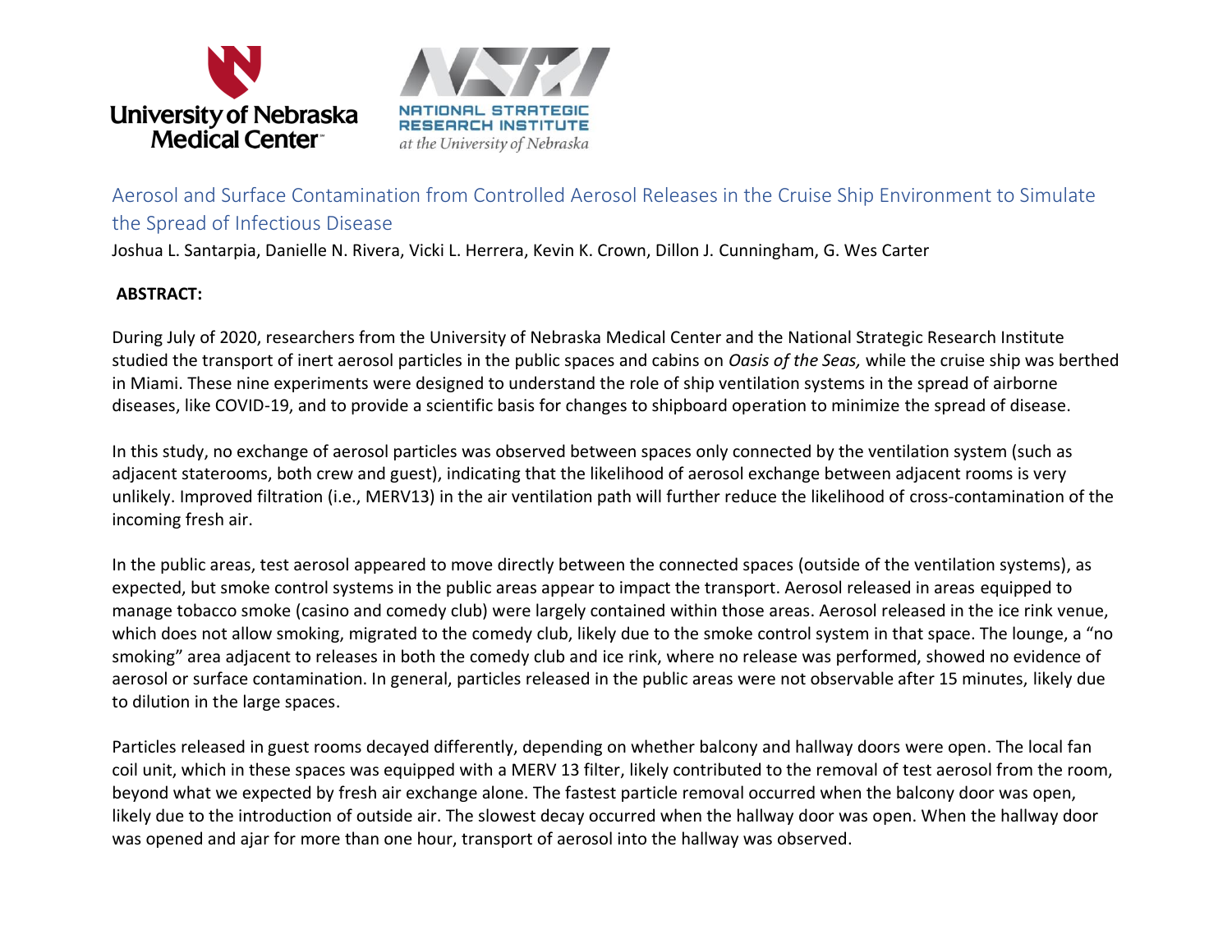University of Nebraska Medical Center

NATIONAL STRATEGIC RESEARCH INSTITUTE at the University of Nebraska

# Aerosol and Surface Contamination from Controlled Aerosol Releases in the Cruise Ship Environment to Simulate the Spread of Infectious Disease

Joshua L. Santarpia, Danielle N. Rivera, Vicki L. Herrera, Kevin K. Crown, Dillon J. Cunningham, G. Wes Carter

## ABSTRACT:

During July of 2020, researchers from the University of Nebraska Medical Center and the National Strategic Research Institute studied the transport of inert aerosol particles in the public spaces and cabins on *Oasis of the Seas,* while the cruise ship was berthed in Miami. These nine experiments were designed to understand the role of ship ventilation systems in the spread of airborne diseases, like COVID-19, and to provide a scientific basis for changes to shipboard operation to minimize the spread of disease.

In this study, no exchange of aerosol particles was observed between spaces only connected by the ventilation system (such as adjacent staterooms, both crew and guest), indicating that the likelihood of aerosol exchange between adjacent rooms is very unlikely. Improved filtration (i.e., MERV13) in the air ventilation path will further reduce the likelihood of cross-contamination of the incoming fresh air.

In the public areas, test aerosol appeared to move directly between the connected spaces (outside of the ventilation systems), as expected, but smoke control systems in the public areas appear to impact the transport. Aerosol released in areas equipped to manage tobacco smoke (casino and comedy club) were largely contained within those areas. Aerosol released in the ice rink venue, which does not allow smoking, migrated to the comedy club, likely due to the smoke control system in that space. The lounge, a "no smoking" area adjacent to releases in both the comedy club and ice rink, where no release was performed, showed no evidence of aerosol or surface contamination. In general, particles released in the public areas were not observable after 15 minutes, likely due to dilution in the large spaces.

Particles released in guest rooms decayed differently, depending on whether balcony and hallway doors were open. The local fan coil unit, which in these spaces was equipped with a MERV 13 filter, likely contributed to the removal of test aerosol from the room, beyond what we expected by fresh air exchange alone. The fastest particle removal occurred when the balcony door was open, likely due to the introduction of outside air. The slowest decay occurred when the hallway door was open. When the hallway door was opened and ajar for more than one hour, transport of aerosol into the hallway was observed.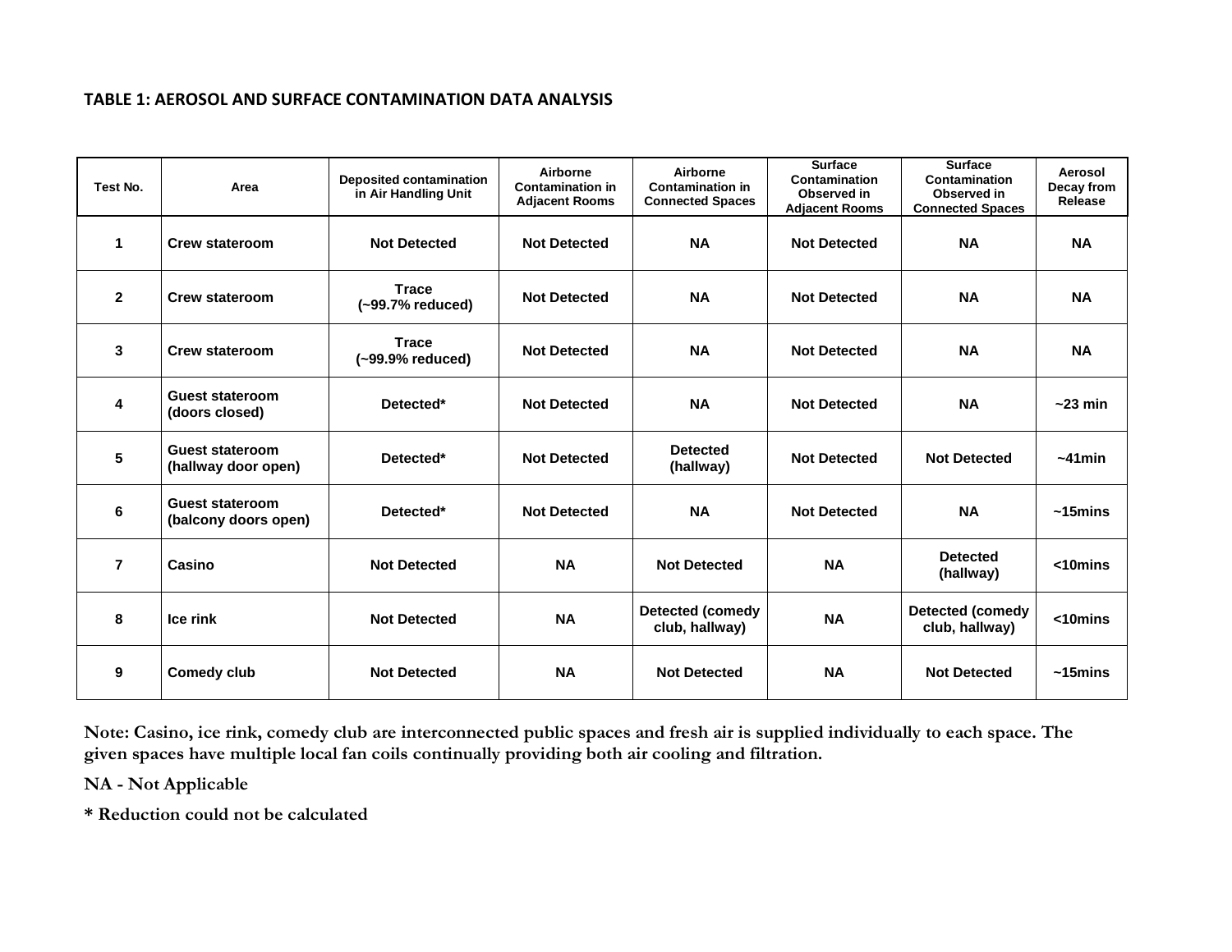### TABLE 1: AEROSOL AND SURFACE CONTAMINATION DATA ANALYSIS

| Test No. | Area | Deposited contamination in Air Handling Unit | Airborne Contamination in Adjacent Rooms | Airborne Contamination in Connected Spaces | Surface Contamination Observed in Adjacent Rooms | Surface Contamination Observed in Connected Spaces | Aerosol Decay from Release |
|---|---|---|---|---|---|---|---|
| 1 | Crew stateroom | Not Detected | Not Detected | NA | Not Detected | NA | NA |
| 2 | Crew stateroom | Trace (~99.7% reduced) | Not Detected | NA | Not Detected | NA | NA |
| 3 | Crew stateroom | Trace (~99.9% reduced) | Not Detected | NA | Not Detected | NA | NA |
| 4 | Guest stateroom (doors closed) | Detected* | Not Detected | NA | Not Detected | NA | ~23 min |
| 5 | Guest stateroom (hallway door open) | Detected* | Not Detected | Detected (hallway) | Not Detected | Not Detected | ~41min |
| 6 | Guest stateroom (balcony doors open) | Detected* | Not Detected | NA | Not Detected | NA | ~15mins |
| 7 | Casino | Not Detected | NA | Not Detected | NA | Detected (hallway) | <10mins |
| 8 | Ice rink | Not Detected | NA | Detected (comedy club, hallway) | NA | Detected (comedy club, hallway) | <10mins |
| 9 | Comedy club | Not Detected | NA | Not Detected | NA | Not Detected | ~15mins |

**Note: Casino, ice rink, comedy club are interconnected public spaces and fresh air is supplied individually to each space. The given spaces have multiple local fan coils continually providing both air cooling and filtration.**

**NA - Not Applicable**

**\* Reduction could not be calculated**